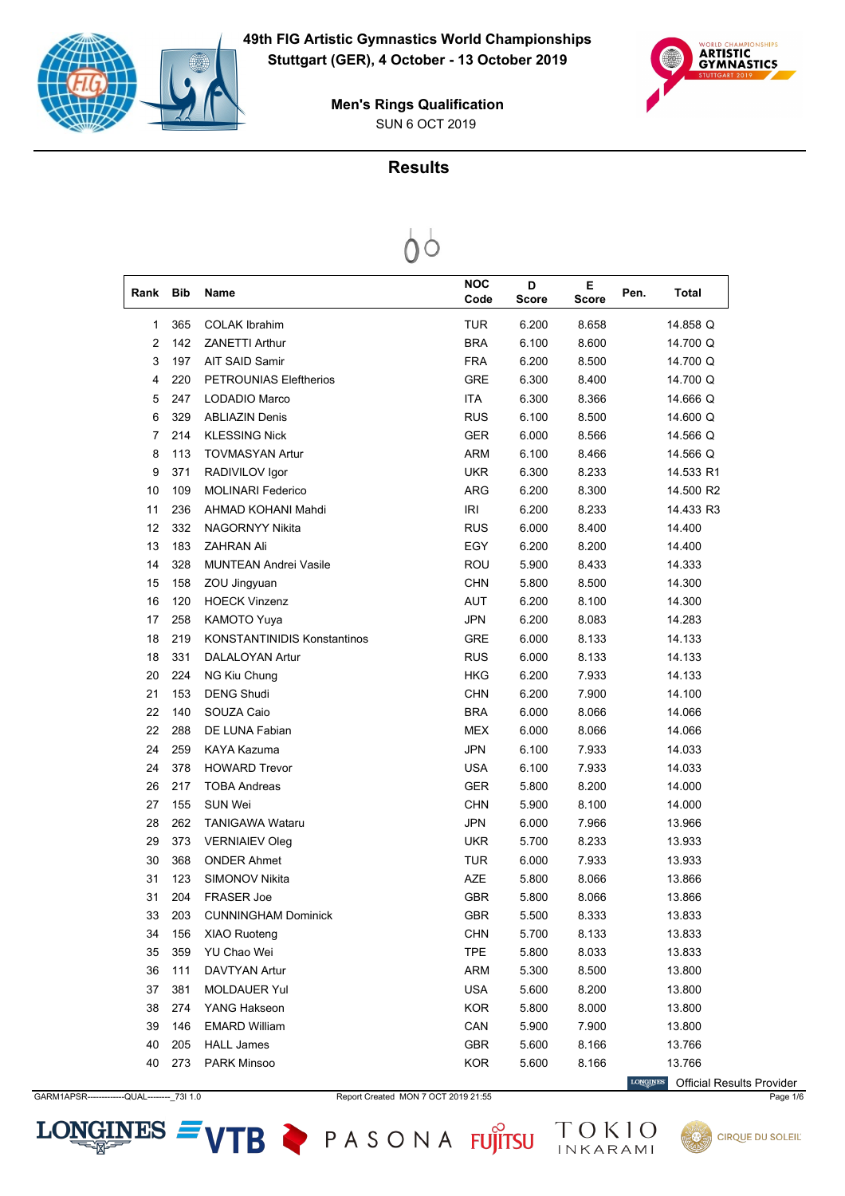# 49th FIG Artistic Gymnastics World Championships

**Stuttgart (GER), 4 October - 13 October 2019**

## Men's Rings Qualification

SUN 6 OCT 2019

## Results

| Rank | Bib | Name | NOC Code | D Score | E Score | Pen. | Total |
|---|---|---|---|---|---|---|---|
| 1 | 365 | COLAK Ibrahim | TUR | 6.200 | 8.658 | | 14.858 Q |
| 2 | 142 | ZANETTI Arthur | BRA | 6.100 | 8.600 | | 14.700 Q |
| 3 | 197 | AIT SAID Samir | FRA | 6.200 | 8.500 | | 14.700 Q |
| 4 | 220 | PETROUNIAS Eleftherios | GRE | 6.300 | 8.400 | | 14.700 Q |
| 5 | 247 | LODADIO Marco | ITA | 6.300 | 8.366 | | 14.666 Q |
| 6 | 329 | ABLIAZIN Denis | RUS | 6.100 | 8.500 | | 14.600 Q |
| 7 | 214 | KLESSING Nick | GER | 6.000 | 8.566 | | 14.566 Q |
| 8 | 113 | TOVMASYAN Artur | ARM | 6.100 | 8.466 | | 14.566 Q |
| 9 | 371 | RADIVILOV Igor | UKR | 6.300 | 8.233 | | 14.533 R1 |
| 10 | 109 | MOLINARI Federico | ARG | 6.200 | 8.300 | | 14.500 R2 |
| 11 | 236 | AHMAD KOHANI Mahdi | IRI | 6.200 | 8.233 | | 14.433 R3 |
| 12 | 332 | NAGORNYY Nikita | RUS | 6.000 | 8.400 | | 14.400 |
| 13 | 183 | ZAHRAN Ali | EGY | 6.200 | 8.200 | | 14.400 |
| 14 | 328 | MUNTEAN Andrei Vasile | ROU | 5.900 | 8.433 | | 14.333 |
| 15 | 158 | ZOU Jingyuan | CHN | 5.800 | 8.500 | | 14.300 |
| 16 | 120 | HOECK Vinzenz | AUT | 6.200 | 8.100 | | 14.300 |
| 17 | 258 | KAMOTO Yuya | JPN | 6.200 | 8.083 | | 14.283 |
| 18 | 219 | KONSTANTINIDIS Konstantinos | GRE | 6.000 | 8.133 | | 14.133 |
| 18 | 331 | DALALOYAN Artur | RUS | 6.000 | 8.133 | | 14.133 |
| 20 | 224 | NG Kiu Chung | HKG | 6.200 | 7.933 | | 14.133 |
| 21 | 153 | DENG Shudi | CHN | 6.200 | 7.900 | | 14.100 |
| 22 | 140 | SOUZA Caio | BRA | 6.000 | 8.066 | | 14.066 |
| 22 | 288 | DE LUNA Fabian | MEX | 6.000 | 8.066 | | 14.066 |
| 24 | 259 | KAYA Kazuma | JPN | 6.100 | 7.933 | | 14.033 |
| 24 | 378 | HOWARD Trevor | USA | 6.100 | 7.933 | | 14.033 |
| 26 | 217 | TOBA Andreas | GER | 5.800 | 8.200 | | 14.000 |
| 27 | 155 | SUN Wei | CHN | 5.900 | 8.100 | | 14.000 |
| 28 | 262 | TANIGAWA Wataru | JPN | 6.000 | 7.966 | | 13.966 |
| 29 | 373 | VERNIAIEV Oleg | UKR | 5.700 | 8.233 | | 13.933 |
| 30 | 368 | ONDER Ahmet | TUR | 6.000 | 7.933 | | 13.933 |
| 31 | 123 | SIMONOV Nikita | AZE | 5.800 | 8.066 | | 13.866 |
| 31 | 204 | FRASER Joe | GBR | 5.800 | 8.066 | | 13.866 |
| 33 | 203 | CUNNINGHAM Dominick | GBR | 5.500 | 8.333 | | 13.833 |
| 34 | 156 | XIAO Ruoteng | CHN | 5.700 | 8.133 | | 13.833 |
| 35 | 359 | YU Chao Wei | TPE | 5.800 | 8.033 | | 13.833 |
| 36 | 111 | DAVTYAN Artur | ARM | 5.300 | 8.500 | | 13.800 |
| 37 | 381 | MOLDAUER Yul | USA | 5.600 | 8.200 | | 13.800 |
| 38 | 274 | YANG Hakseon | KOR | 5.800 | 8.000 | | 13.800 |
| 39 | 146 | EMARD William | CAN | 5.900 | 7.900 | | 13.800 |
| 40 | 205 | HALL James | GBR | 5.600 | 8.166 | | 13.766 |
| 40 | 273 | PARK Minsoo | KOR | 5.600 | 8.166 | | 13.766 |

Official Results Provider

GARM1APSR------------QUAL--------_73I 1.0 Report Created MON 7 OCT 2019 21:55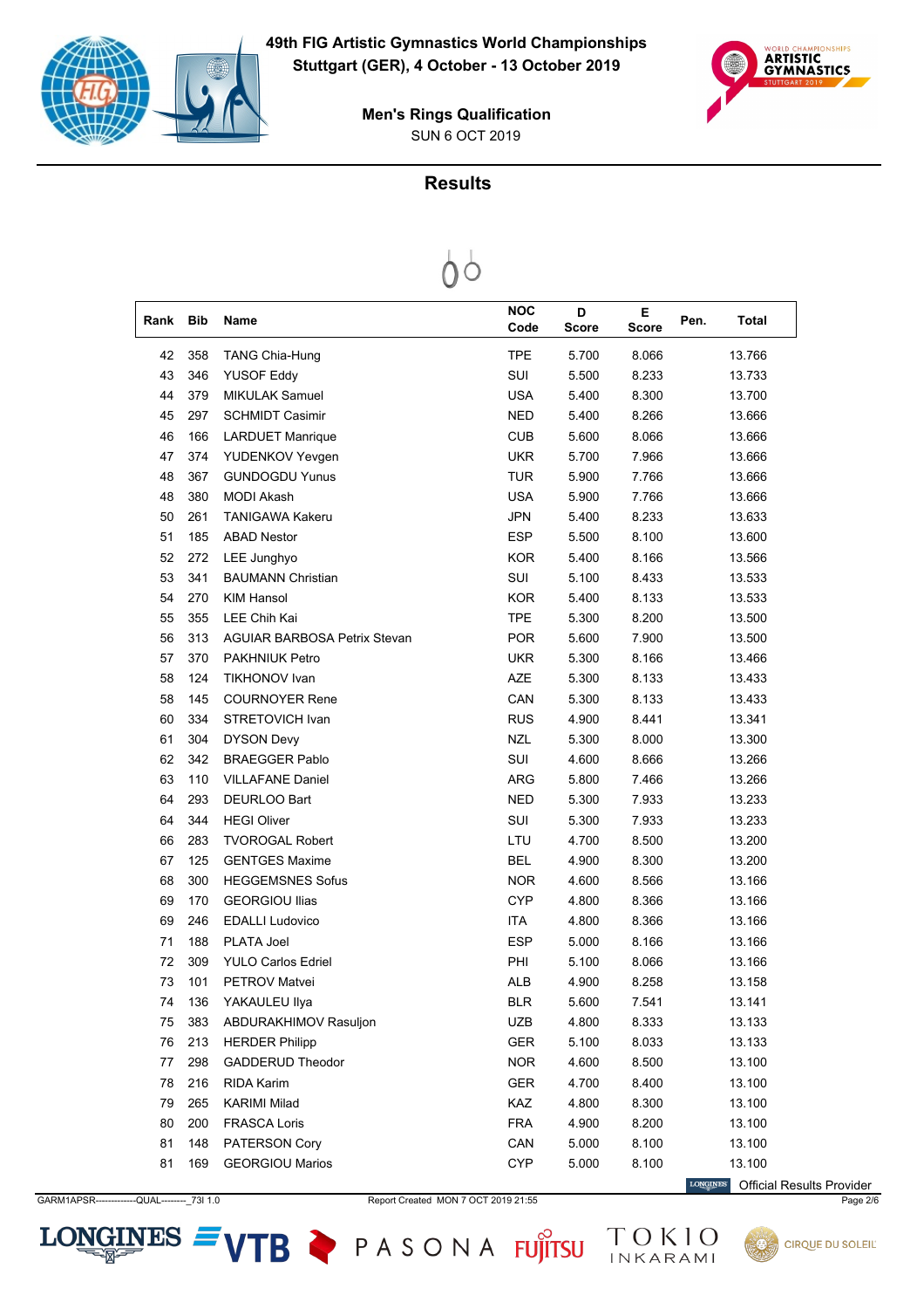49th FIG Artistic Gymnastics World Championships
Stuttgart (GER), 4 October - 13 October 2019

## Men's Rings Qualification

SUN 6 OCT 2019

### Results

| Rank | Bib | Name | NOC Code | D Score | E Score | Pen. | Total |
|---|---|---|---|---|---|---|---|
| 42 | 358 | TANG Chia-Hung | TPE | 5.700 | 8.066 | | 13.766 |
| 43 | 346 | YUSOF Eddy | SUI | 5.500 | 8.233 | | 13.733 |
| 44 | 379 | MIKULAK Samuel | USA | 5.400 | 8.300 | | 13.700 |
| 45 | 297 | SCHMIDT Casimir | NED | 5.400 | 8.266 | | 13.666 |
| 46 | 166 | LARDUET Manrique | CUB | 5.600 | 8.066 | | 13.666 |
| 47 | 374 | YUDENKOV Yevgen | UKR | 5.700 | 7.966 | | 13.666 |
| 48 | 367 | GUNDOGDU Yunus | TUR | 5.900 | 7.766 | | 13.666 |
| 48 | 380 | MODI Akash | USA | 5.900 | 7.766 | | 13.666 |
| 50 | 261 | TANIGAWA Kakeru | JPN | 5.400 | 8.233 | | 13.633 |
| 51 | 185 | ABAD Nestor | ESP | 5.500 | 8.100 | | 13.600 |
| 52 | 272 | LEE Junghyo | KOR | 5.400 | 8.166 | | 13.566 |
| 53 | 341 | BAUMANN Christian | SUI | 5.100 | 8.433 | | 13.533 |
| 54 | 270 | KIM Hansol | KOR | 5.400 | 8.133 | | 13.533 |
| 55 | 355 | LEE Chih Kai | TPE | 5.300 | 8.200 | | 13.500 |
| 56 | 313 | AGUIAR BARBOSA Petrix Stevan | POR | 5.600 | 7.900 | | 13.500 |
| 57 | 370 | PAKHNIUK Petro | UKR | 5.300 | 8.166 | | 13.466 |
| 58 | 124 | TIKHONOV Ivan | AZE | 5.300 | 8.133 | | 13.433 |
| 58 | 145 | COURNOYER Rene | CAN | 5.300 | 8.133 | | 13.433 |
| 60 | 334 | STRETOVICH Ivan | RUS | 4.900 | 8.441 | | 13.341 |
| 61 | 304 | DYSON Devy | NZL | 5.300 | 8.000 | | 13.300 |
| 62 | 342 | BRAEGGER Pablo | SUI | 4.600 | 8.666 | | 13.266 |
| 63 | 110 | VILLAFANE Daniel | ARG | 5.800 | 7.466 | | 13.266 |
| 64 | 293 | DEURLOO Bart | NED | 5.300 | 7.933 | | 13.233 |
| 64 | 344 | HEGI Oliver | SUI | 5.300 | 7.933 | | 13.233 |
| 66 | 283 | TVOROGAL Robert | LTU | 4.700 | 8.500 | | 13.200 |
| 67 | 125 | GENTGES Maxime | BEL | 4.900 | 8.300 | | 13.200 |
| 68 | 300 | HEGGEMSNES Sofus | NOR | 4.600 | 8.566 | | 13.166 |
| 69 | 170 | GEORGIOU Ilias | CYP | 4.800 | 8.366 | | 13.166 |
| 69 | 246 | EDALLI Ludovico | ITA | 4.800 | 8.366 | | 13.166 |
| 71 | 188 | PLATA Joel | ESP | 5.000 | 8.166 | | 13.166 |
| 72 | 309 | YULO Carlos Edriel | PHI | 5.100 | 8.066 | | 13.166 |
| 73 | 101 | PETROV Matvei | ALB | 4.900 | 8.258 | | 13.158 |
| 74 | 136 | YAKAULEU Ilya | BLR | 5.600 | 7.541 | | 13.141 |
| 75 | 383 | ABDURAKHIMOV Rasuljon | UZB | 4.800 | 8.333 | | 13.133 |
| 76 | 213 | HERDER Philipp | GER | 5.100 | 8.033 | | 13.133 |
| 77 | 298 | GADDERUD Theodor | NOR | 4.600 | 8.500 | | 13.100 |
| 78 | 216 | RIDA Karim | GER | 4.700 | 8.400 | | 13.100 |
| 79 | 265 | KARIMI Milad | KAZ | 4.800 | 8.300 | | 13.100 |
| 80 | 200 | FRASCA Loris | FRA | 4.900 | 8.200 | | 13.100 |
| 81 | 148 | PATERSON Cory | CAN | 5.000 | 8.100 | | 13.100 |
| 81 | 169 | GEORGIOU Marios | CYP | 5.000 | 8.100 | | 13.100 |

Official Results Provider

GARM1APSR-------------QUAL--------_73I 1.0 Report Created MON 7 OCT 2019 21:55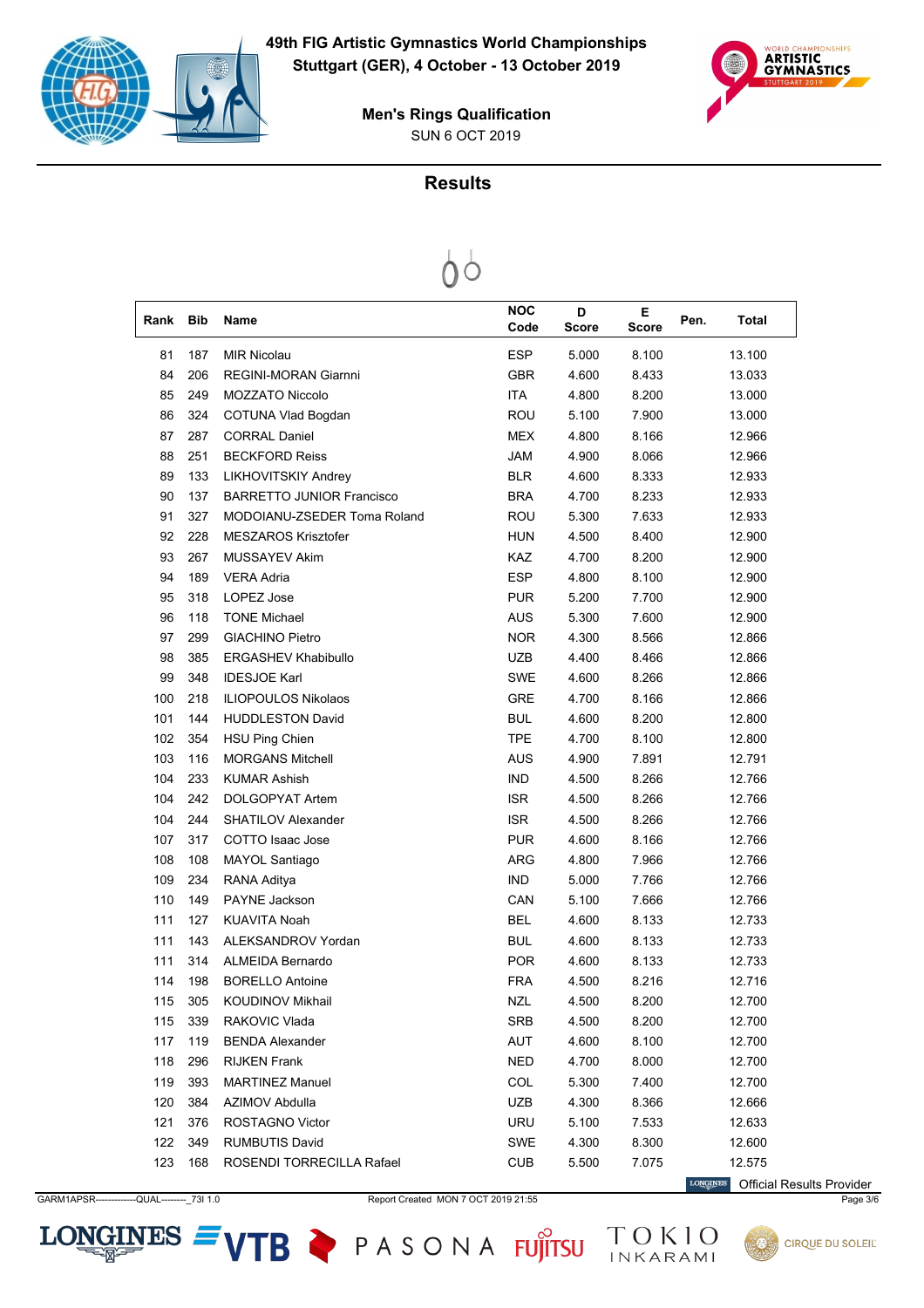49th FIG Artistic Gymnastics World Championships
Stuttgart (GER), 4 October - 13 October 2019

## Men's Rings Qualification

SUN 6 OCT 2019

## Results

| Rank | Bib | Name | NOC Code | D Score | E Score | Pen. | Total |
|---|---|---|---|---|---|---|---|
| 81 | 187 | MIR Nicolau | ESP | 5.000 | 8.100 | | 13.100 |
| 84 | 206 | REGINI-MORAN Giarnni | GBR | 4.600 | 8.433 | | 13.033 |
| 85 | 249 | MOZZATO Niccolo | ITA | 4.800 | 8.200 | | 13.000 |
| 86 | 324 | COTUNA Vlad Bogdan | ROU | 5.100 | 7.900 | | 13.000 |
| 87 | 287 | CORRAL Daniel | MEX | 4.800 | 8.166 | | 12.966 |
| 88 | 251 | BECKFORD Reiss | JAM | 4.900 | 8.066 | | 12.966 |
| 89 | 133 | LIKHOVITSKIY Andrey | BLR | 4.600 | 8.333 | | 12.933 |
| 90 | 137 | BARRETTO JUNIOR Francisco | BRA | 4.700 | 8.233 | | 12.933 |
| 91 | 327 | MODOIANU-ZSEDER Toma Roland | ROU | 5.300 | 7.633 | | 12.933 |
| 92 | 228 | MESZAROS Krisztofer | HUN | 4.500 | 8.400 | | 12.900 |
| 93 | 267 | MUSSAYEV Akim | KAZ | 4.700 | 8.200 | | 12.900 |
| 94 | 189 | VERA Adria | ESP | 4.800 | 8.100 | | 12.900 |
| 95 | 318 | LOPEZ Jose | PUR | 5.200 | 7.700 | | 12.900 |
| 96 | 118 | TONE Michael | AUS | 5.300 | 7.600 | | 12.900 |
| 97 | 299 | GIACHINO Pietro | NOR | 4.300 | 8.566 | | 12.866 |
| 98 | 385 | ERGASHEV Khabibullo | UZB | 4.400 | 8.466 | | 12.866 |
| 99 | 348 | IDESJOE Karl | SWE | 4.600 | 8.266 | | 12.866 |
| 100 | 218 | ILIOPOULOS Nikolaos | GRE | 4.700 | 8.166 | | 12.866 |
| 101 | 144 | HUDDLESTON David | BUL | 4.600 | 8.200 | | 12.800 |
| 102 | 354 | HSU Ping Chien | TPE | 4.700 | 8.100 | | 12.800 |
| 103 | 116 | MORGANS Mitchell | AUS | 4.900 | 7.891 | | 12.791 |
| 104 | 233 | KUMAR Ashish | IND | 4.500 | 8.266 | | 12.766 |
| 104 | 242 | DOLGOPYAT Artem | ISR | 4.500 | 8.266 | | 12.766 |
| 104 | 244 | SHATILOV Alexander | ISR | 4.500 | 8.266 | | 12.766 |
| 107 | 317 | COTTO Isaac Jose | PUR | 4.600 | 8.166 | | 12.766 |
| 108 | 108 | MAYOL Santiago | ARG | 4.800 | 7.966 | | 12.766 |
| 109 | 234 | RANA Aditya | IND | 5.000 | 7.766 | | 12.766 |
| 110 | 149 | PAYNE Jackson | CAN | 5.100 | 7.666 | | 12.766 |
| 111 | 127 | KUAVITA Noah | BEL | 4.600 | 8.133 | | 12.733 |
| 111 | 143 | ALEKSANDROV Yordan | BUL | 4.600 | 8.133 | | 12.733 |
| 111 | 314 | ALMEIDA Bernardo | POR | 4.600 | 8.133 | | 12.733 |
| 114 | 198 | BORELLO Antoine | FRA | 4.500 | 8.216 | | 12.716 |
| 115 | 305 | KOUDINOV Mikhail | NZL | 4.500 | 8.200 | | 12.700 |
| 115 | 339 | RAKOVIC Vlada | SRB | 4.500 | 8.200 | | 12.700 |
| 117 | 119 | BENDA Alexander | AUT | 4.600 | 8.100 | | 12.700 |
| 118 | 296 | RIJKEN Frank | NED | 4.700 | 8.000 | | 12.700 |
| 119 | 393 | MARTINEZ Manuel | COL | 5.300 | 7.400 | | 12.700 |
| 120 | 384 | AZIMOV Abdulla | UZB | 4.300 | 8.366 | | 12.666 |
| 121 | 376 | ROSTAGNO Victor | URU | 5.100 | 7.533 | | 12.633 |
| 122 | 349 | RUMBUTIS David | SWE | 4.300 | 8.300 | | 12.600 |
| 123 | 168 | ROSENDI TORRECILLA Rafael | CUB | 5.500 | 7.075 | | 12.575 |

Official Results Provider

GARM1APSR------------QUAL--------_73I 1.0 Report Created MON 7 OCT 2019 21:55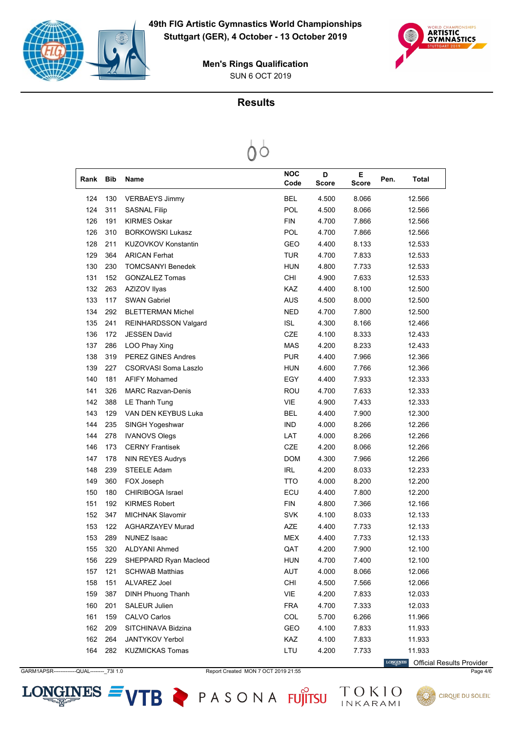# 49th FIG Artistic Gymnastics World Championships

**Stuttgart (GER), 4 October - 13 October 2019**

**Men's Rings Qualification**

SUN 6 OCT 2019

## Results

| Rank | Bib | Name | NOC Code | D Score | E Score | Pen. | Total |
|---|---|---|---|---|---|---|---|
| 124 | 130 | VERBAEYS Jimmy | BEL | 4.500 | 8.066 | | 12.566 |
| 124 | 311 | SASNAL Filip | POL | 4.500 | 8.066 | | 12.566 |
| 126 | 191 | KIRMES Oskar | FIN | 4.700 | 7.866 | | 12.566 |
| 126 | 310 | BORKOWSKI Lukasz | POL | 4.700 | 7.866 | | 12.566 |
| 128 | 211 | KUZOVKOV Konstantin | GEO | 4.400 | 8.133 | | 12.533 |
| 129 | 364 | ARICAN Ferhat | TUR | 4.700 | 7.833 | | 12.533 |
| 130 | 230 | TOMCSANYI Benedek | HUN | 4.800 | 7.733 | | 12.533 |
| 131 | 152 | GONZALEZ Tomas | CHI | 4.900 | 7.633 | | 12.533 |
| 132 | 263 | AZIZOV Ilyas | KAZ | 4.400 | 8.100 | | 12.500 |
| 133 | 117 | SWAN Gabriel | AUS | 4.500 | 8.000 | | 12.500 |
| 134 | 292 | BLETTERMAN Michel | NED | 4.700 | 7.800 | | 12.500 |
| 135 | 241 | REINHARDSSON Valgard | ISL | 4.300 | 8.166 | | 12.466 |
| 136 | 172 | JESSEN David | CZE | 4.100 | 8.333 | | 12.433 |
| 137 | 286 | LOO Phay Xing | MAS | 4.200 | 8.233 | | 12.433 |
| 138 | 319 | PEREZ GINES Andres | PUR | 4.400 | 7.966 | | 12.366 |
| 139 | 227 | CSORVASI Soma Laszlo | HUN | 4.600 | 7.766 | | 12.366 |
| 140 | 181 | AFIFY Mohamed | EGY | 4.400 | 7.933 | | 12.333 |
| 141 | 326 | MARC Razvan-Denis | ROU | 4.700 | 7.633 | | 12.333 |
| 142 | 388 | LE Thanh Tung | VIE | 4.900 | 7.433 | | 12.333 |
| 143 | 129 | VAN DEN KEYBUS Luka | BEL | 4.400 | 7.900 | | 12.300 |
| 144 | 235 | SINGH Yogeshwar | IND | 4.000 | 8.266 | | 12.266 |
| 144 | 278 | IVANOVS Olegs | LAT | 4.000 | 8.266 | | 12.266 |
| 146 | 173 | CERNY Frantisek | CZE | 4.200 | 8.066 | | 12.266 |
| 147 | 178 | NIN REYES Audrys | DOM | 4.300 | 7.966 | | 12.266 |
| 148 | 239 | STEELE Adam | IRL | 4.200 | 8.033 | | 12.233 |
| 149 | 360 | FOX Joseph | TTO | 4.000 | 8.200 | | 12.200 |
| 150 | 180 | CHIRIBOGA Israel | ECU | 4.400 | 7.800 | | 12.200 |
| 151 | 192 | KIRMES Robert | FIN | 4.800 | 7.366 | | 12.166 |
| 152 | 347 | MICHNAK Slavomir | SVK | 4.100 | 8.033 | | 12.133 |
| 153 | 122 | AGHARZAYEV Murad | AZE | 4.400 | 7.733 | | 12.133 |
| 153 | 289 | NUNEZ Isaac | MEX | 4.400 | 7.733 | | 12.133 |
| 155 | 320 | ALDYANI Ahmed | QAT | 4.200 | 7.900 | | 12.100 |
| 156 | 229 | SHEPPARD Ryan Macleod | HUN | 4.700 | 7.400 | | 12.100 |
| 157 | 121 | SCHWAB Matthias | AUT | 4.000 | 8.066 | | 12.066 |
| 158 | 151 | ALVAREZ Joel | CHI | 4.500 | 7.566 | | 12.066 |
| 159 | 387 | DINH Phuong Thanh | VIE | 4.200 | 7.833 | | 12.033 |
| 160 | 201 | SALEUR Julien | FRA | 4.700 | 7.333 | | 12.033 |
| 161 | 159 | CALVO Carlos | COL | 5.700 | 6.266 | | 11.966 |
| 162 | 209 | SITCHINAVA Bidzina | GEO | 4.100 | 7.833 | | 11.933 |
| 162 | 264 | JANTYKOV Yerbol | KAZ | 4.100 | 7.833 | | 11.933 |
| 164 | 282 | KUZMICKAS Tomas | LTU | 4.200 | 7.733 | | 11.933 |

Official Results Provider

GARM1APSR-------------QUAL--------_73I 1.0    Report Created MON 7 OCT 2019 21:55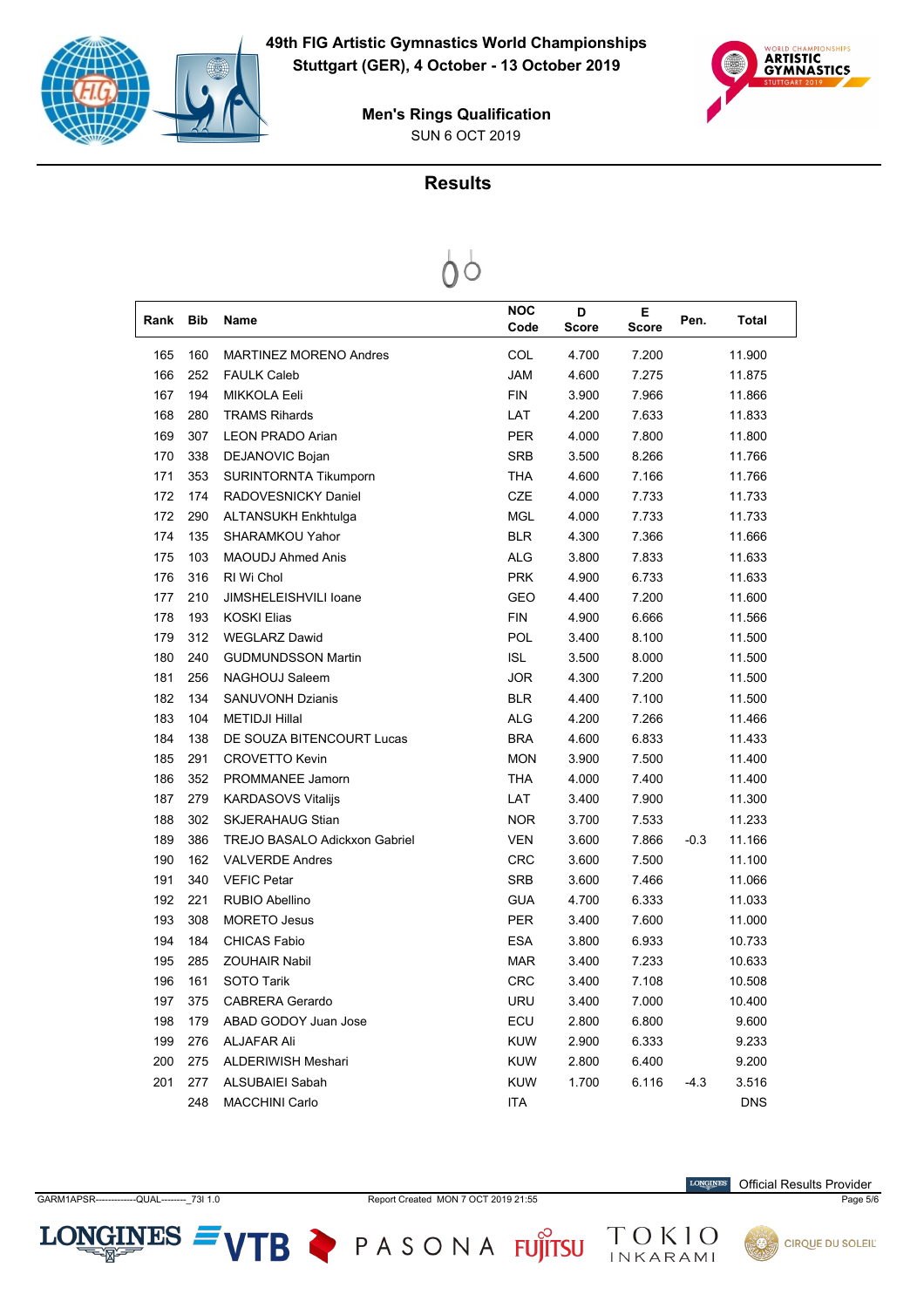# 49th FIG Artistic Gymnastics World Championships

**Stuttgart (GER), 4 October - 13 October 2019**

**Men's Rings Qualification**

SUN 6 OCT 2019

## Results

| Rank | Bib | Name | NOC Code | D Score | E Score | Pen. | Total |
|---|---|---|---|---|---|---|---|
| 165 | 160 | MARTINEZ MORENO Andres | COL | 4.700 | 7.200 | | 11.900 |
| 166 | 252 | FAULK Caleb | JAM | 4.600 | 7.275 | | 11.875 |
| 167 | 194 | MIKKOLA Eeli | FIN | 3.900 | 7.966 | | 11.866 |
| 168 | 280 | TRAMS Rihards | LAT | 4.200 | 7.633 | | 11.833 |
| 169 | 307 | LEON PRADO Arian | PER | 4.000 | 7.800 | | 11.800 |
| 170 | 338 | DEJANOVIC Bojan | SRB | 3.500 | 8.266 | | 11.766 |
| 171 | 353 | SURINTORNTA Tikumporn | THA | 4.600 | 7.166 | | 11.766 |
| 172 | 174 | RADOVESNICKY Daniel | CZE | 4.000 | 7.733 | | 11.733 |
| 172 | 290 | ALTANSUKH Enkhtulga | MGL | 4.000 | 7.733 | | 11.733 |
| 174 | 135 | SHARAMKOU Yahor | BLR | 4.300 | 7.366 | | 11.666 |
| 175 | 103 | MAOUDJ Ahmed Anis | ALG | 3.800 | 7.833 | | 11.633 |
| 176 | 316 | RI Wi Chol | PRK | 4.900 | 6.733 | | 11.633 |
| 177 | 210 | JIMSHELEISHVILI Ioane | GEO | 4.400 | 7.200 | | 11.600 |
| 178 | 193 | KOSKI Elias | FIN | 4.900 | 6.666 | | 11.566 |
| 179 | 312 | WEGLARZ Dawid | POL | 3.400 | 8.100 | | 11.500 |
| 180 | 240 | GUDMUNDSSON Martin | ISL | 3.500 | 8.000 | | 11.500 |
| 181 | 256 | NAGHOUJ Saleem | JOR | 4.300 | 7.200 | | 11.500 |
| 182 | 134 | SANUVONH Dzianis | BLR | 4.400 | 7.100 | | 11.500 |
| 183 | 104 | METIDJI Hillal | ALG | 4.200 | 7.266 | | 11.466 |
| 184 | 138 | DE SOUZA BITENCOURT Lucas | BRA | 4.600 | 6.833 | | 11.433 |
| 185 | 291 | CROVETTO Kevin | MON | 3.900 | 7.500 | | 11.400 |
| 186 | 352 | PROMMANEE Jamorn | THA | 4.000 | 7.400 | | 11.400 |
| 187 | 279 | KARDASOVS Vitalijs | LAT | 3.400 | 7.900 | | 11.300 |
| 188 | 302 | SKJERAHAUG Stian | NOR | 3.700 | 7.533 | | 11.233 |
| 189 | 386 | TREJO BASALO Adickxon Gabriel | VEN | 3.600 | 7.866 | -0.3 | 11.166 |
| 190 | 162 | VALVERDE Andres | CRC | 3.600 | 7.500 | | 11.100 |
| 191 | 340 | VEFIC Petar | SRB | 3.600 | 7.466 | | 11.066 |
| 192 | 221 | RUBIO Abellino | GUA | 4.700 | 6.333 | | 11.033 |
| 193 | 308 | MORETO Jesus | PER | 3.400 | 7.600 | | 11.000 |
| 194 | 184 | CHICAS Fabio | ESA | 3.800 | 6.933 | | 10.733 |
| 195 | 285 | ZOUHAIR Nabil | MAR | 3.400 | 7.233 | | 10.633 |
| 196 | 161 | SOTO Tarik | CRC | 3.400 | 7.108 | | 10.508 |
| 197 | 375 | CABRERA Gerardo | URU | 3.400 | 7.000 | | 10.400 |
| 198 | 179 | ABAD GODOY Juan Jose | ECU | 2.800 | 6.800 | | 9.600 |
| 199 | 276 | ALJAFAR Ali | KUW | 2.900 | 6.333 | | 9.233 |
| 200 | 275 | ALDERIWISH Meshari | KUW | 2.800 | 6.400 | | 9.200 |
| 201 | 277 | ALSUBAIEI Sabah | KUW | 1.700 | 6.116 | -4.3 | 3.516 |
| | 248 | MACCHINI Carlo | ITA | | | | DNS |

GARM1APSR------------QUAL--------_73I 1.0 Report Created MON 7 OCT 2019 21:55

Official Results Provider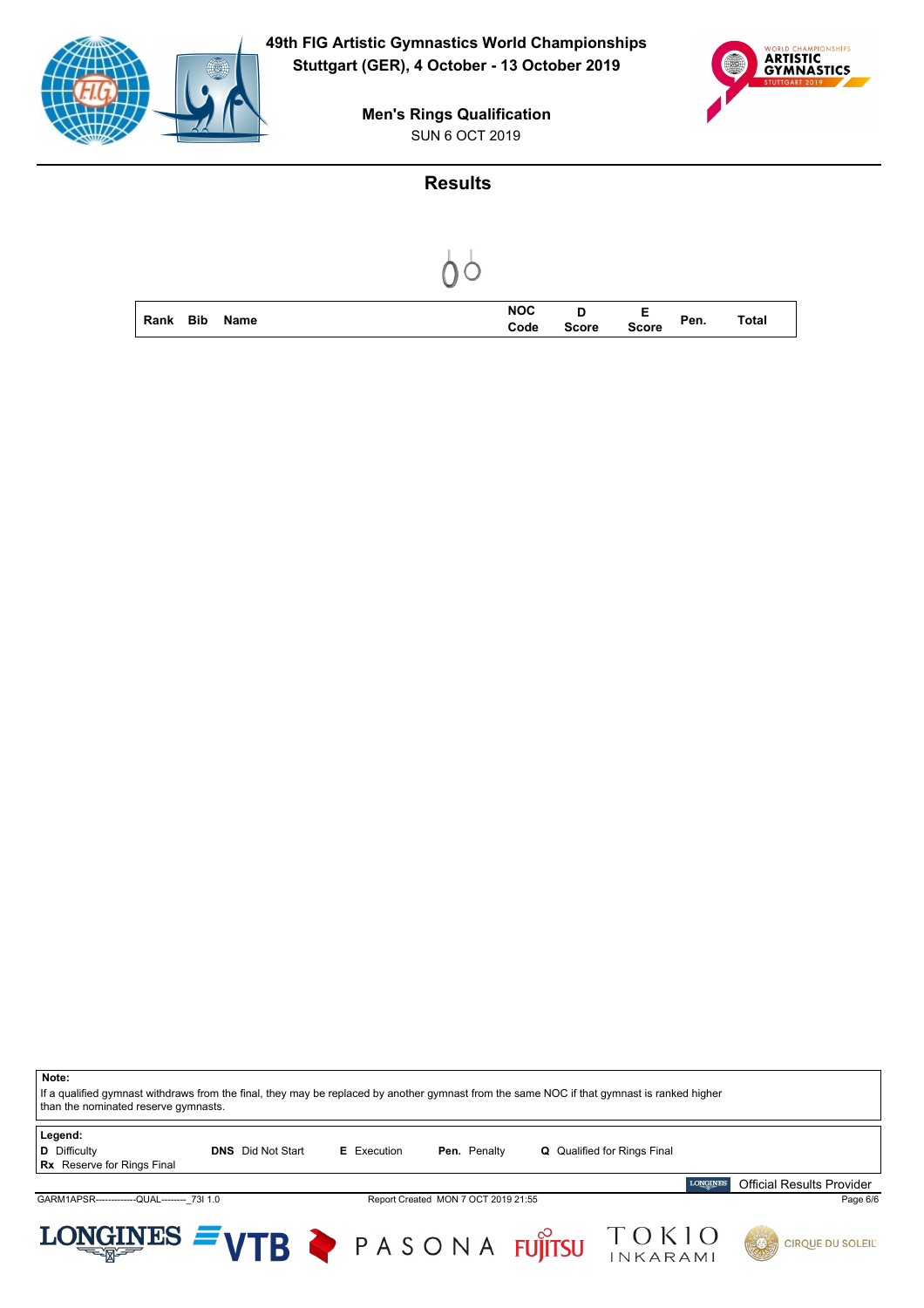# 49th FIG Artistic Gymnastics World Championships

**Stuttgart (GER), 4 October - 13 October 2019**

## Men's Rings Qualification

SUN 6 OCT 2019

## Results

| Rank | Bib | Name | NOC Code | D Score | E Score | Pen. | Total |
|---|---|---|---|---|---|---|---|

**Note:**
If a qualified gymnast withdraws from the final, they may be replaced by another gymnast from the same NOC if that gymnast is ranked higher than the nominated reserve gymnasts.

**Legend:**
**D** Difficulty **DNS** Did Not Start **E** Execution **Pen.** Penalty **Q** Qualified for Rings Final
**Rx** Reserve for Rings Final

Official Results Provider

GARM1APSR-------------QUAL--------_73I 1.0 Report Created MON 7 OCT 2019 21:55